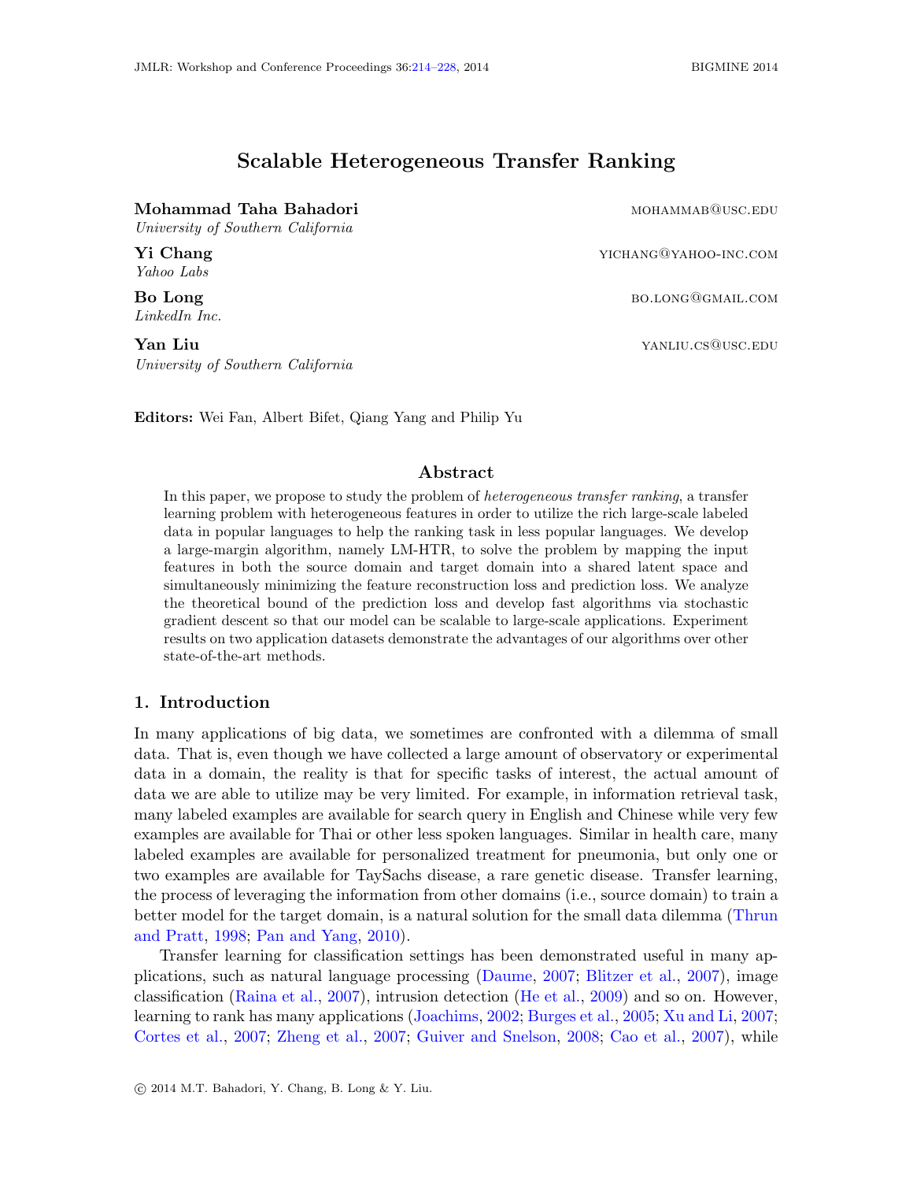# Scalable Heterogeneous Transfer Ranking

**Mohammad Taha Bahadori** MOHAMMAB@USC.EDU
*University of Southern California*

**Yi Chang** YICHANG@YAHOO-INC.COM
*Yahoo Labs*

**Bo Long** BO.LONG@GMAIL.COM
*LinkedIn Inc.*

**Yan Liu** YANLIU.CS@USC.EDU
*University of Southern California*

**Editors:** Wei Fan, Albert Bifet, Qiang Yang and Philip Yu

## Abstract

In this paper, we propose to study the problem of *heterogeneous transfer ranking*, a transfer learning problem with heterogeneous features in order to utilize the rich large-scale labeled data in popular languages to help the ranking task in less popular languages. We develop a large-margin algorithm, namely LM-HTR, to solve the problem by mapping the input features in both the source domain and target domain into a shared latent space and simultaneously minimizing the feature reconstruction loss and prediction loss. We analyze the theoretical bound of the prediction loss and develop fast algorithms via stochastic gradient descent so that our model can be scalable to large-scale applications. Experiment results on two application datasets demonstrate the advantages of our algorithms over other state-of-the-art methods.

## 1. Introduction

In many applications of big data, we sometimes are confronted with a dilemma of small data. That is, even though we have collected a large amount of observatory or experimental data in a domain, the reality is that for specific tasks of interest, the actual amount of data we are able to utilize may be very limited. For example, in information retrieval task, many labeled examples are available for search query in English and Chinese while very few examples are available for Thai or other less spoken languages. Similar in health care, many labeled examples are available for personalized treatment for pneumonia, but only one or two examples are available for TaySachs disease, a rare genetic disease. Transfer learning, the process of leveraging the information from other domains (i.e., source domain) to train a better model for the target domain, is a natural solution for the small data dilemma (Thrun and Pratt, 1998; Pan and Yang, 2010).

Transfer learning for classification settings has been demonstrated useful in many applications, such as natural language processing (Daume, 2007; Blitzer et al., 2007), image classification (Raina et al., 2007), intrusion detection (He et al., 2009) and so on. However, learning to rank has many applications (Joachims, 2002; Burges et al., 2005; Xu and Li, 2007; Cortes et al., 2007; Zheng et al., 2007; Guiver and Snelson, 2008; Cao et al., 2007), while

© 2014 M.T. Bahadori, Y. Chang, B. Long & Y. Liu.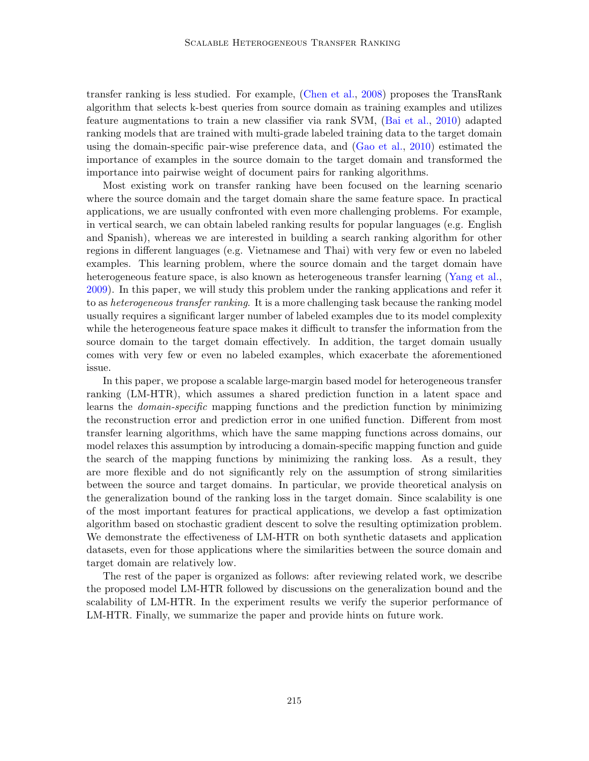transfer ranking is less studied. For example, (Chen et al., 2008) proposes the TransRank algorithm that selects k-best queries from source domain as training examples and utilizes feature augmentations to train a new classifier via rank SVM, (Bai et al., 2010) adapted ranking models that are trained with multi-grade labeled training data to the target domain using the domain-specific pair-wise preference data, and (Gao et al., 2010) estimated the importance of examples in the source domain to the target domain and transformed the importance into pairwise weight of document pairs for ranking algorithms.

Most existing work on transfer ranking have been focused on the learning scenario where the source domain and the target domain share the same feature space. In practical applications, we are usually confronted with even more challenging problems. For example, in vertical search, we can obtain labeled ranking results for popular languages (e.g. English and Spanish), whereas we are interested in building a search ranking algorithm for other regions in different languages (e.g. Vietnamese and Thai) with very few or even no labeled examples. This learning problem, where the source domain and the target domain have heterogeneous feature space, is also known as heterogeneous transfer learning (Yang et al., 2009). In this paper, we will study this problem under the ranking applications and refer it to as *heterogeneous transfer ranking*. It is a more challenging task because the ranking model usually requires a significant larger number of labeled examples due to its model complexity while the heterogeneous feature space makes it difficult to transfer the information from the source domain to the target domain effectively. In addition, the target domain usually comes with very few or even no labeled examples, which exacerbate the aforementioned issue.

In this paper, we propose a scalable large-margin based model for heterogeneous transfer ranking (LM-HTR), which assumes a shared prediction function in a latent space and learns the *domain-specific* mapping functions and the prediction function by minimizing the reconstruction error and prediction error in one unified function. Different from most transfer learning algorithms, which have the same mapping functions across domains, our model relaxes this assumption by introducing a domain-specific mapping function and guide the search of the mapping functions by minimizing the ranking loss. As a result, they are more flexible and do not significantly rely on the assumption of strong similarities between the source and target domains. In particular, we provide theoretical analysis on the generalization bound of the ranking loss in the target domain. Since scalability is one of the most important features for practical applications, we develop a fast optimization algorithm based on stochastic gradient descent to solve the resulting optimization problem. We demonstrate the effectiveness of LM-HTR on both synthetic datasets and application datasets, even for those applications where the similarities between the source domain and target domain are relatively low.

The rest of the paper is organized as follows: after reviewing related work, we describe the proposed model LM-HTR followed by discussions on the generalization bound and the scalability of LM-HTR. In the experiment results we verify the superior performance of LM-HTR. Finally, we summarize the paper and provide hints on future work.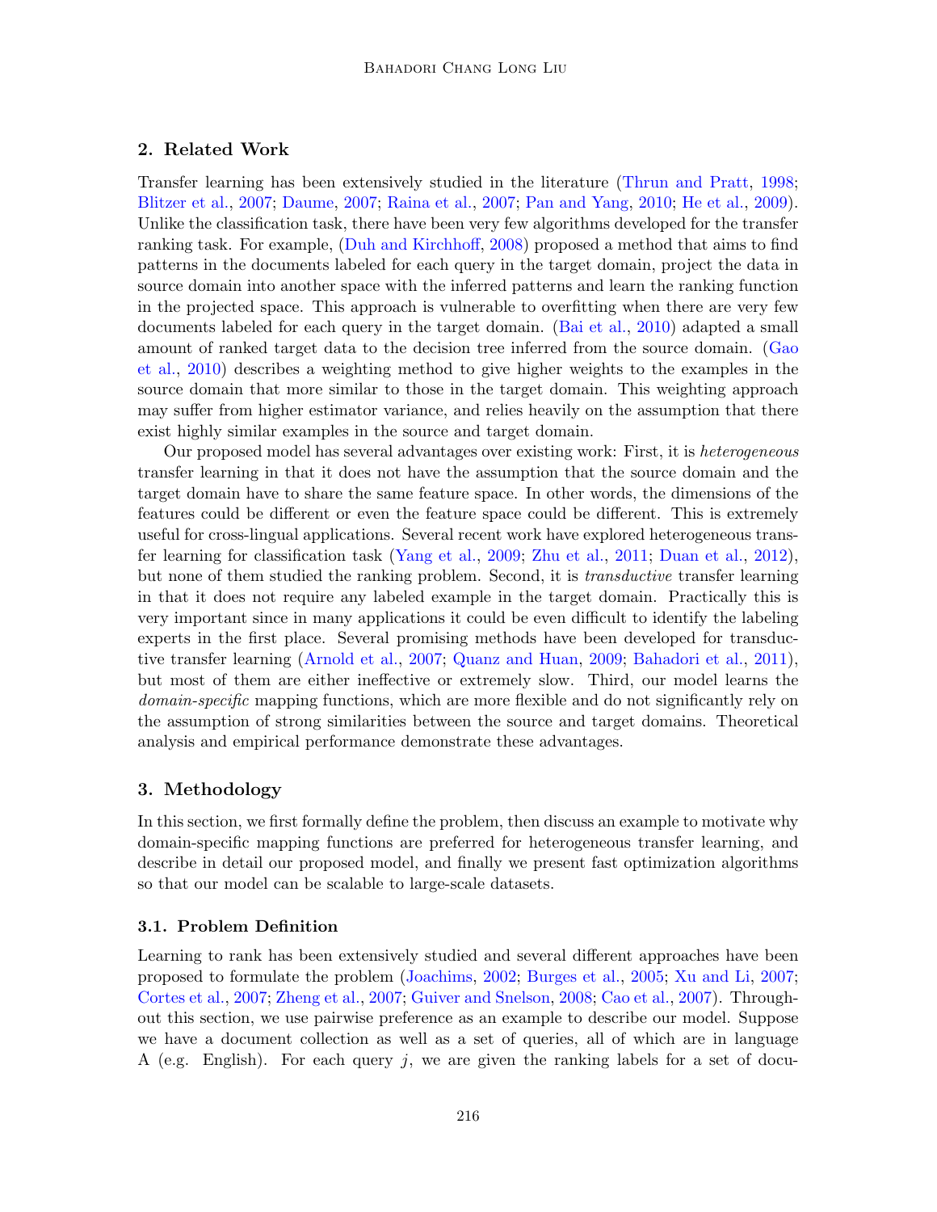## 2. Related Work

Transfer learning has been extensively studied in the literature (Thrun and Pratt, 1998; Blitzer et al., 2007; Daume, 2007; Raina et al., 2007; Pan and Yang, 2010; He et al., 2009). Unlike the classification task, there have been very few algorithms developed for the transfer ranking task. For example, (Duh and Kirchhoff, 2008) proposed a method that aims to find patterns in the documents labeled for each query in the target domain, project the data in source domain into another space with the inferred patterns and learn the ranking function in the projected space. This approach is vulnerable to overfitting when there are very few documents labeled for each query in the target domain. (Bai et al., 2010) adapted a small amount of ranked target data to the decision tree inferred from the source domain. (Gao et al., 2010) describes a weighting method to give higher weights to the examples in the source domain that more similar to those in the target domain. This weighting approach may suffer from higher estimator variance, and relies heavily on the assumption that there exist highly similar examples in the source and target domain.

Our proposed model has several advantages over existing work: First, it is *heterogeneous* transfer learning in that it does not have the assumption that the source domain and the target domain have to share the same feature space. In other words, the dimensions of the features could be different or even the feature space could be different. This is extremely useful for cross-lingual applications. Several recent work have explored heterogeneous transfer learning for classification task (Yang et al., 2009; Zhu et al., 2011; Duan et al., 2012), but none of them studied the ranking problem. Second, it is *transductive* transfer learning in that it does not require any labeled example in the target domain. Practically this is very important since in many applications it could be even difficult to identify the labeling experts in the first place. Several promising methods have been developed for transductive transfer learning (Arnold et al., 2007; Quanz and Huan, 2009; Bahadori et al., 2011), but most of them are either ineffective or extremely slow. Third, our model learns the *domain-specific* mapping functions, which are more flexible and do not significantly rely on the assumption of strong similarities between the source and target domains. Theoretical analysis and empirical performance demonstrate these advantages.

## 3. Methodology

In this section, we first formally define the problem, then discuss an example to motivate why domain-specific mapping functions are preferred for heterogeneous transfer learning, and describe in detail our proposed model, and finally we present fast optimization algorithms so that our model can be scalable to large-scale datasets.

### 3.1. Problem Definition

Learning to rank has been extensively studied and several different approaches have been proposed to formulate the problem (Joachims, 2002; Burges et al., 2005; Xu and Li, 2007; Cortes et al., 2007; Zheng et al., 2007; Guiver and Snelson, 2008; Cao et al., 2007). Throughout this section, we use pairwise preference as an example to describe our model. Suppose we have a document collection as well as a set of queries, all of which are in language A (e.g. English). For each query $j$, we are given the ranking labels for a set of docu-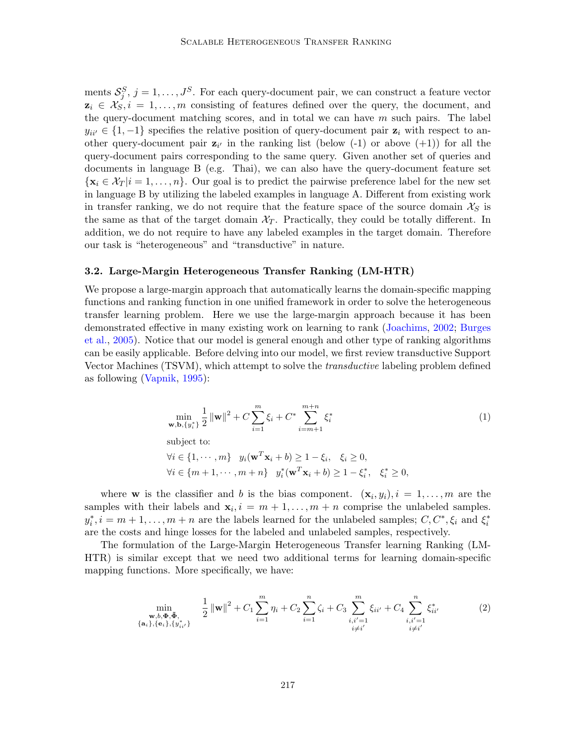ments $\mathcal{S}_j^S$, $j = 1, \ldots, J^S$. For each query-document pair, we can construct a feature vector $\mathbf{z}_i \in \mathcal{X}_S, i = 1, \ldots, m$ consisting of features defined over the query, the document, and the query-document matching scores, and in total we can have $m$ such pairs. The label $y_{ii'} \in \{1, -1\}$ specifies the relative position of query-document pair $\mathbf{z}_i$ with respect to another query-document pair $\mathbf{z}_{i'}$ in the ranking list (below (-1) or above (+1)) for all the query-document pairs corresponding to the same query. Given another set of queries and documents in language B (e.g. Thai), we can also have the query-document feature set $\{\mathbf{x}_i \in \mathcal{X}_T | i = 1, \ldots, n\}$. Our goal is to predict the pairwise preference label for the new set in language B by utilizing the labeled examples in language A. Different from existing work in transfer ranking, we do not require that the feature space of the source domain $\mathcal{X}_S$ is the same as that of the target domain $\mathcal{X}_T$. Practically, they could be totally different. In addition, we do not require to have any labeled examples in the target domain. Therefore our task is "heterogeneous" and "transductive" in nature.

### 3.2. Large-Margin Heterogeneous Transfer Ranking (LM-HTR)

We propose a large-margin approach that automatically learns the domain-specific mapping functions and ranking function in one unified framework in order to solve the heterogeneous transfer learning problem. Here we use the large-margin approach because it has been demonstrated effective in many existing work on learning to rank (Joachims, 2002; Burges et al., 2005). Notice that our model is general enough and other type of ranking algorithms can be easily applicable. Before delving into our model, we first review transductive Support Vector Machines (TSVM), which attempt to solve the *transductive* labeling problem defined as following (Vapnik, 1995):

$$
\min_{\mathbf{w}, \mathbf{b}, \{y_i^*\}} \frac{1}{2} \|\mathbf{w}\|^2 + C \sum_{i=1}^{m} \xi_i + C^* \sum_{i=m+1}^{m+n} \xi_i^* \tag{1}
$$

$$
\begin{aligned}
&\text{subject to:} \\
&\forall i \in \{1, \cdots, m\} \quad y_i(\mathbf{w}^T \mathbf{x}_i + b) \geq 1 - \xi_i, \quad \xi_i \geq 0, \\
&\forall i \in \{m+1, \cdots, m+n\} \quad y_i^*(\mathbf{w}^T \mathbf{x}_i + b) \geq 1 - \xi_i^*, \quad \xi_i^* \geq 0,
\end{aligned}
$$

where $\mathbf{w}$ is the classifier and $b$ is the bias component. $(\mathbf{x}_i, y_i), i = 1, \ldots, m$ are the samples with their labels and $\mathbf{x}_i, i = m+1, \ldots, m+n$ comprise the unlabeled samples. $y_i^*, i = m+1, \ldots, m+n$ are the labels learned for the unlabeled samples; $C, C^*, \xi_i$ and $\xi_i^*$ are the costs and hinge losses for the labeled and unlabeled samples, respectively.

The formulation of the Large-Margin Heterogeneous Transfer learning Ranking (LM-HTR) is similar except that we need two additional terms for learning domain-specific mapping functions. More specifically, we have:

$$
\min_{\substack{\mathbf{w}, b, \mathbf{\Phi}, \bar{\mathbf{\Phi}}, \\ \{\mathbf{a}_i\}, \{\mathbf{e}_i\}, \{y_{ii'}^*\}}} \quad \frac{1}{2} \|\mathbf{w}\|^2 + C_1 \sum_{i=1}^{m} \eta_i + C_2 \sum_{i=1}^{n} \zeta_i + C_3 \sum_{\substack{i,i'=1 \\ i \neq i'}}^{m} \xi_{ii'} + C_4 \sum_{\substack{i,i'=1 \\ i \neq i'}}^{n} \xi_{ii'}^* \tag{2}
$$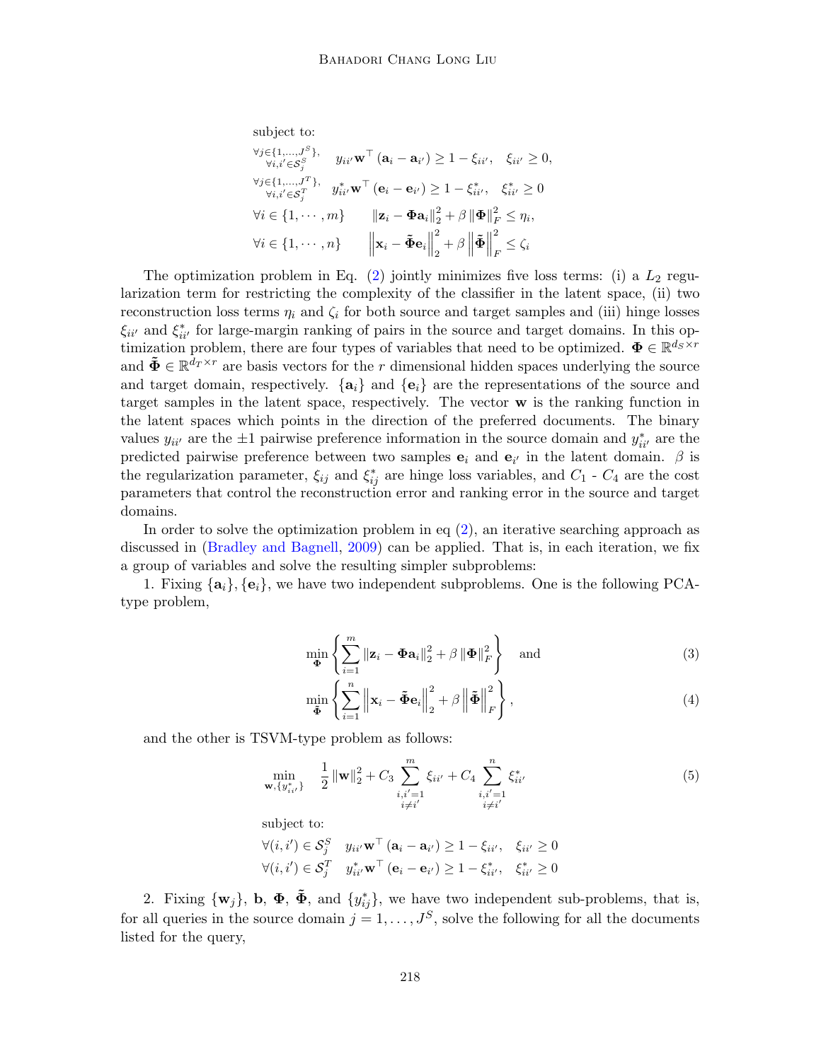subject to:

$$
\begin{aligned}
&\forall j \in \{1,\ldots,J^S\}, \forall i,i' \in \mathcal{S}_j^S \quad y_{ii'} \mathbf{w}^\top (\mathbf{a}_i - \mathbf{a}_{i'}) \geq 1 - \xi_{ii'}, \quad \xi_{ii'} \geq 0, \\
&\forall j \in \{1,\ldots,J^T\}, \forall i,i' \in \mathcal{S}_j^T \quad y^*_{ii'} \mathbf{w}^\top (\mathbf{e}_i - \mathbf{e}_{i'}) \geq 1 - \xi^*_{ii'}, \quad \xi^*_{ii'} \geq 0 \\
&\forall i \in \{1,\cdots,m\} \qquad \|\mathbf{z}_i - \mathbf{\Phi}\mathbf{a}_i\|_2^2 + \beta \|\mathbf{\Phi}\|_F^2 \leq \eta_i, \\
&\forall i \in \{1,\cdots,n\} \qquad \left\|\mathbf{x}_i - \tilde{\mathbf{\Phi}}\mathbf{e}_i\right\|_2^2 + \beta \left\|\tilde{\mathbf{\Phi}}\right\|_F^2 \leq \zeta_i
\end{aligned}
$$

The optimization problem in Eq. (2) jointly minimizes five loss terms: (i) a $L_2$ regularization term for restricting the complexity of the classifier in the latent space, (ii) two reconstruction loss terms $\eta_i$ and $\zeta_i$ for both source and target samples and (iii) hinge losses $\xi_{ii'}$ and $\xi^*_{ii'}$ for large-margin ranking of pairs in the source and target domains. In this optimization problem, there are four types of variables that need to be optimized. $\mathbf{\Phi} \in \mathbb{R}^{d_S \times r}$ and $\tilde{\mathbf{\Phi}} \in \mathbb{R}^{d_T \times r}$ are basis vectors for the $r$ dimensional hidden spaces underlying the source and target domain, respectively. $\{\mathbf{a}_i\}$ and $\{\mathbf{e}_i\}$ are the representations of the source and target samples in the latent space, respectively. The vector $\mathbf{w}$ is the ranking function in the latent spaces which points in the direction of the preferred documents. The binary values $y_{ii'}$ are the $\pm 1$ pairwise preference information in the source domain and $y^*_{ii'}$ are the predicted pairwise preference between two samples $\mathbf{e}_i$ and $\mathbf{e}_{i'}$ in the latent domain. $\beta$ is the regularization parameter, $\xi_{ij}$ and $\xi^*_{ij}$ are hinge loss variables, and $C_1$ - $C_4$ are the cost parameters that control the reconstruction error and ranking error in the source and target domains.

In order to solve the optimization problem in eq (2), an iterative searching approach as discussed in (Bradley and Bagnell, 2009) can be applied. That is, in each iteration, we fix a group of variables and solve the resulting simpler subproblems:

1. Fixing $\{\mathbf{a}_i\}, \{\mathbf{e}_i\}$, we have two independent subproblems. One is the following PCA-type problem,

$$
\min_{\mathbf{\Phi}} \left\{ \sum_{i=1}^{m} \|\mathbf{z}_i - \mathbf{\Phi}\mathbf{a}_i\|_2^2 + \beta \|\mathbf{\Phi}\|_F^2 \right\} \quad \text{and} \tag{3}
$$

$$
\min_{\tilde{\mathbf{\Phi}}} \left\{ \sum_{i=1}^{n} \left\|\mathbf{x}_i - \tilde{\mathbf{\Phi}}\mathbf{e}_i\right\|_2^2 + \beta \left\|\tilde{\mathbf{\Phi}}\right\|_F^2 \right\}, \tag{4}
$$

and the other is TSVM-type problem as follows:

$$
\min_{\mathbf{w}, \{y^*_{ii'}\}} \quad \frac{1}{2}\|\mathbf{w}\|_2^2 + C_3 \sum_{\substack{i,i'=1 \\ i \neq i'}}^{m} \xi_{ii'} + C_4 \sum_{\substack{i,i'=1 \\ i \neq i'}}^{n} \xi^*_{ii'} \tag{5}
$$

subject to:

$$
\begin{aligned}
&\forall (i,i') \in \mathcal{S}_j^S \quad y_{ii'} \mathbf{w}^\top (\mathbf{a}_i - \mathbf{a}_{i'}) \geq 1 - \xi_{ii'}, \quad \xi_{ii'} \geq 0 \\
&\forall (i,i') \in \mathcal{S}_j^T \quad y^*_{ii'} \mathbf{w}^\top (\mathbf{e}_i - \mathbf{e}_{i'}) \geq 1 - \xi^*_{ii'}, \quad \xi^*_{ii'} \geq 0
\end{aligned}
$$

2. Fixing $\{\mathbf{w}_j\}$, $\mathbf{b}$, $\mathbf{\Phi}$, $\tilde{\mathbf{\Phi}}$, and $\{y^*_{ij}\}$, we have two independent sub-problems, that is, for all queries in the source domain $j = 1, \ldots, J^S$, solve the following for all the documents listed for the query,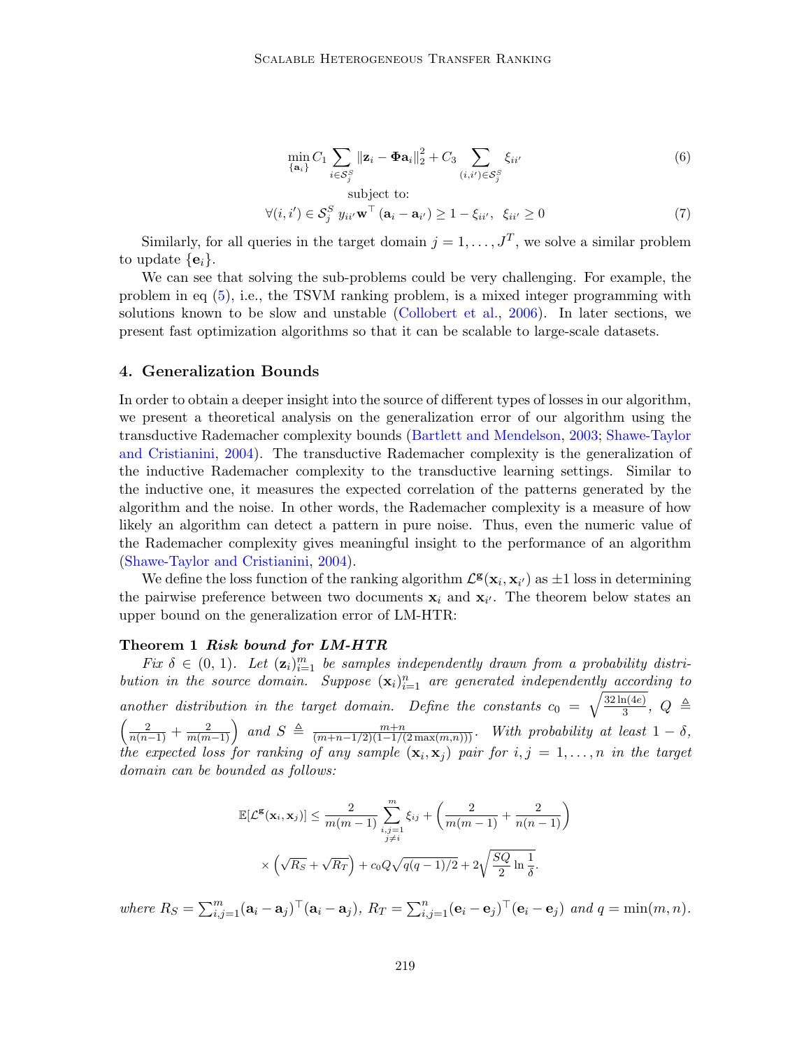$$\min_{\{\mathbf{a}_i\}} C_1 \sum_{i \in \mathcal{S}_j^S} \|\mathbf{z}_i - \mathbf{\Phi} \mathbf{a}_i\|_2^2 + C_3 \sum_{(i,i') \in \mathcal{S}_j^S} \xi_{ii'} \tag{6}$$

subject to:

$$\forall (i,i') \in \mathcal{S}_j^S \; y_{ii'} \mathbf{w}^\top (\mathbf{a}_i - \mathbf{a}_{i'}) \geq 1 - \xi_{ii'}, \;\; \xi_{ii'} \geq 0 \tag{7}$$

Similarly, for all queries in the target domain $j = 1, \ldots, J^T$, we solve a similar problem to update $\{\mathbf{e}_i\}$.

We can see that solving the sub-problems could be very challenging. For example, the problem in eq (5), i.e., the TSVM ranking problem, is a mixed integer programming with solutions known to be slow and unstable (Collobert et al., 2006). In later sections, we present fast optimization algorithms so that it can be scalable to large-scale datasets.

## 4. Generalization Bounds

In order to obtain a deeper insight into the source of different types of losses in our algorithm, we present a theoretical analysis on the generalization error of our algorithm using the transductive Rademacher complexity bounds (Bartlett and Mendelson, 2003; Shawe-Taylor and Cristianini, 2004). The transductive Rademacher complexity is the generalization of the inductive Rademacher complexity to the transductive learning settings. Similar to the inductive one, it measures the expected correlation of the patterns generated by the algorithm and the noise. In other words, the Rademacher complexity is a measure of how likely an algorithm can detect a pattern in pure noise. Thus, even the numeric value of the Rademacher complexity gives meaningful insight to the performance of an algorithm (Shawe-Taylor and Cristianini, 2004).

We define the loss function of the ranking algorithm $\mathcal{L}^{\mathbf{g}}(\mathbf{x}_i, \mathbf{x}_{i'})$ as $\pm 1$ loss in determining the pairwise preference between two documents $\mathbf{x}_i$ and $\mathbf{x}_{i'}$. The theorem below states an upper bound on the generalization error of LM-HTR:

**Theorem 1** ***Risk bound for LM-HTR***

*Fix $\delta \in (0, 1)$. Let $(\mathbf{z}_i)_{i=1}^m$ be samples independently drawn from a probability distribution in the source domain. Suppose $(\mathbf{x}_i)_{i=1}^n$ are generated independently according to another distribution in the target domain. Define the constants $c_0 = \sqrt{\frac{32 \ln(4e)}{3}}$, $Q \triangleq \left(\frac{2}{n(n-1)} + \frac{2}{m(m-1)}\right)$ and $S \triangleq \frac{m+n}{(m+n-1/2)(1-1/(2\max(m,n)))}$. With probability at least $1-\delta$, the expected loss for ranking of any sample $(\mathbf{x}_i, \mathbf{x}_j)$ pair for $i, j = 1, \ldots, n$ in the target domain can be bounded as follows:*

$$\mathbb{E}[\mathcal{L}^{\mathbf{g}}(\mathbf{x}_i, \mathbf{x}_j)] \leq \frac{2}{m(m-1)} \sum_{\substack{i,j=1 \\ j \neq i}}^{m} \xi_{ij} + \left(\frac{2}{m(m-1)} + \frac{2}{n(n-1)}\right)$$
$$\times \left(\sqrt{R_S} + \sqrt{R_T}\right) + c_0 Q \sqrt{q(q-1)/2} + 2\sqrt{\frac{SQ}{2} \ln \frac{1}{\delta}}.$$

*where $R_S = \sum_{i,j=1}^m (\mathbf{a}_i - \mathbf{a}_j)^\top (\mathbf{a}_i - \mathbf{a}_j)$, $R_T = \sum_{i,j=1}^n (\mathbf{e}_i - \mathbf{e}_j)^\top (\mathbf{e}_i - \mathbf{e}_j)$ and $q = \min(m, n)$.*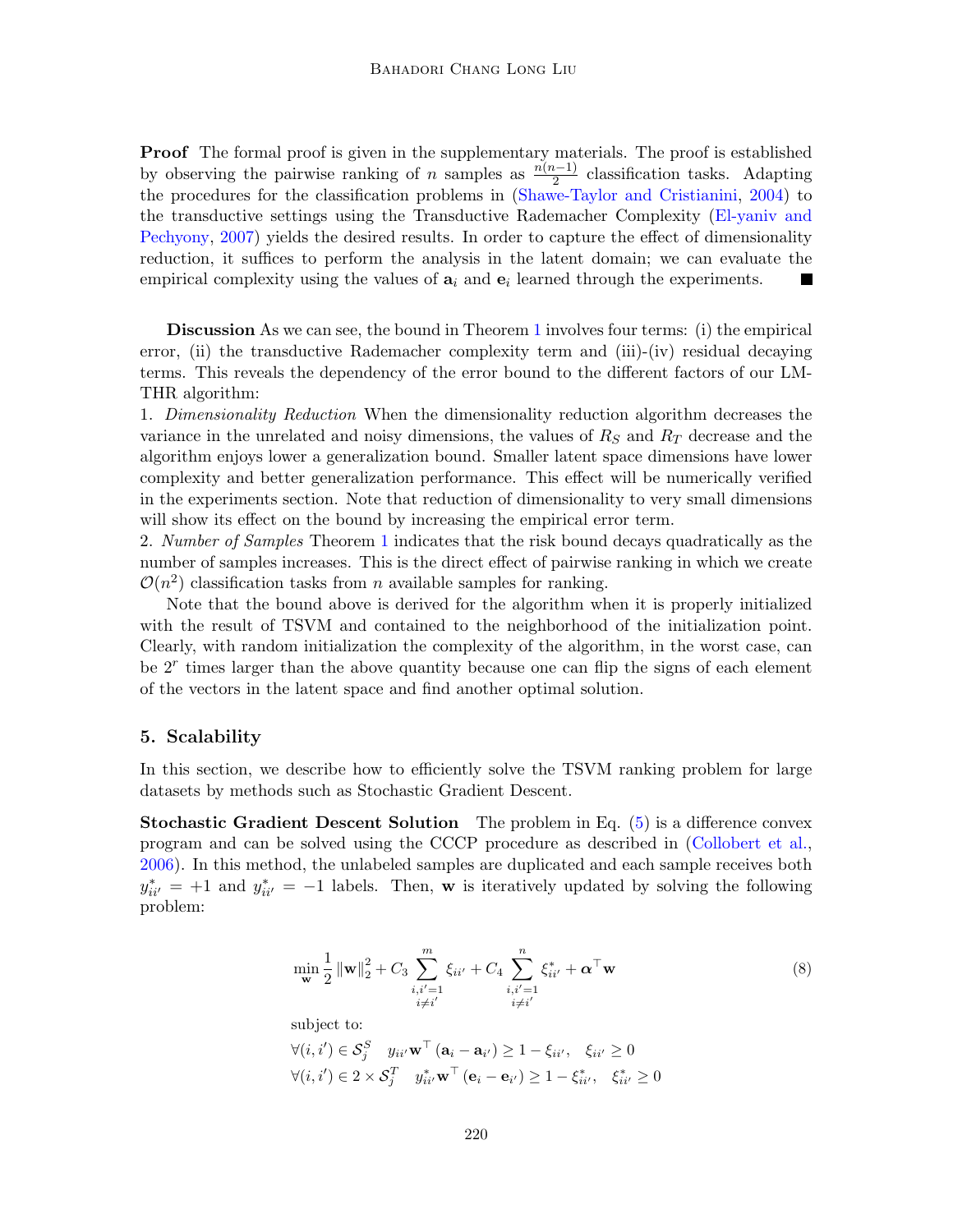**Proof** The formal proof is given in the supplementary materials. The proof is established by observing the pairwise ranking of $n$ samples as $\frac{n(n-1)}{2}$ classification tasks. Adapting the procedures for the classification problems in (Shawe-Taylor and Cristianini, 2004) to the transductive settings using the Transductive Rademacher Complexity (El-yaniv and Pechyony, 2007) yields the desired results. In order to capture the effect of dimensionality reduction, it suffices to perform the analysis in the latent domain; we can evaluate the empirical complexity using the values of $\mathbf{a}_i$ and $\mathbf{e}_i$ learned through the experiments. ■

**Discussion** As we can see, the bound in Theorem 1 involves four terms: (i) the empirical error, (ii) the transductive Rademacher complexity term and (iii)-(iv) residual decaying terms. This reveals the dependency of the error bound to the different factors of our LM-THR algorithm:

1. *Dimensionality Reduction* When the dimensionality reduction algorithm decreases the variance in the unrelated and noisy dimensions, the values of $R_S$ and $R_T$ decrease and the algorithm enjoys lower a generalization bound. Smaller latent space dimensions have lower complexity and better generalization performance. This effect will be numerically verified in the experiments section. Note that reduction of dimensionality to very small dimensions will show its effect on the bound by increasing the empirical error term.
2. *Number of Samples* Theorem 1 indicates that the risk bound decays quadratically as the number of samples increases. This is the direct effect of pairwise ranking in which we create $\mathcal{O}(n^2)$ classification tasks from $n$ available samples for ranking.

Note that the bound above is derived for the algorithm when it is properly initialized with the result of TSVM and contained to the neighborhood of the initialization point. Clearly, with random initialization the complexity of the algorithm, in the worst case, can be $2^r$ times larger than the above quantity because one can flip the signs of each element of the vectors in the latent space and find another optimal solution.

## 5. Scalability

In this section, we describe how to efficiently solve the TSVM ranking problem for large datasets by methods such as Stochastic Gradient Descent.

**Stochastic Gradient Descent Solution** The problem in Eq. (5) is a difference convex program and can be solved using the CCCP procedure as described in (Collobert et al., 2006). In this method, the unlabeled samples are duplicated and each sample receives both $y^*_{ii'} = +1$ and $y^*_{ii'} = -1$ labels. Then, $\mathbf{w}$ is iteratively updated by solving the following problem:

$$\min_{\mathbf{w}} \frac{1}{2}\|\mathbf{w}\|_2^2 + C_3 \sum_{\substack{i,i'=1 \\ i\neq i'}}^{m} \xi_{ii'} + C_4 \sum_{\substack{i,i'=1 \\ i\neq i'}}^{n} \xi^*_{ii'} + \boldsymbol{\alpha}^\top \mathbf{w} \tag{8}$$

subject to:

$$\forall (i,i') \in \mathcal{S}_j^S \quad y_{ii'}\mathbf{w}^\top(\mathbf{a}_i - \mathbf{a}_{i'}) \geq 1 - \xi_{ii'}, \quad \xi_{ii'} \geq 0$$

$$\forall (i,i') \in 2 \times \mathcal{S}_j^T \quad y^*_{ii'}\mathbf{w}^\top(\mathbf{e}_i - \mathbf{e}_{i'}) \geq 1 - \xi^*_{ii'}, \quad \xi^*_{ii'} \geq 0$$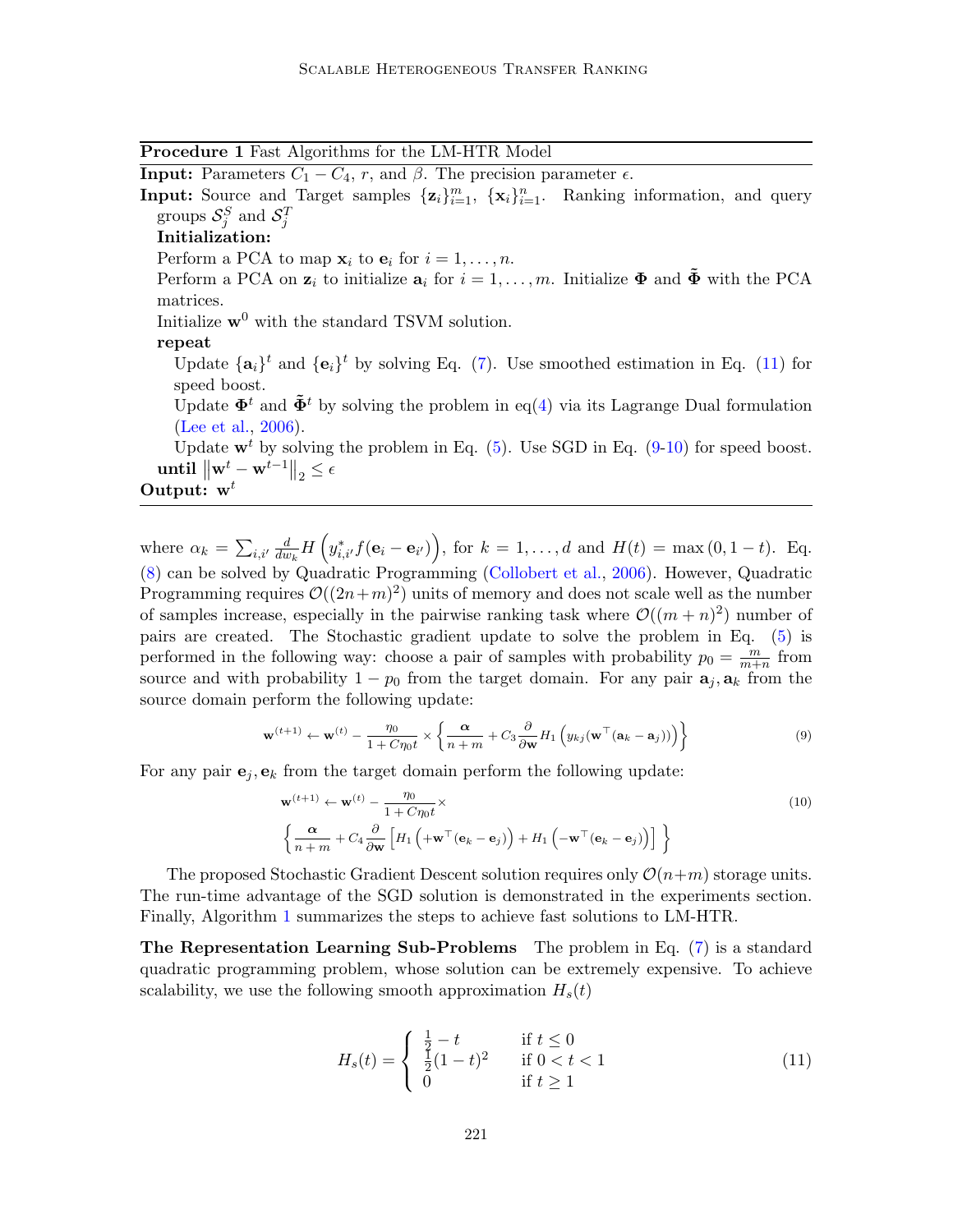---

**Procedure 1** Fast Algorithms for the LM-HTR Model

---

**Input:** Parameters $C_1 - C_4$, $r$, and $\beta$. The precision parameter $\epsilon$.

**Input:** Source and Target samples $\{\mathbf{z}_i\}_{i=1}^m$, $\{\mathbf{x}_i\}_{i=1}^n$. Ranking information, and query groups $\mathcal{S}_j^S$ and $\mathcal{S}_j^T$

**Initialization:**

Perform a PCA to map $\mathbf{x}_i$ to $\mathbf{e}_i$ for $i = 1, \ldots, n$.

Perform a PCA on $\mathbf{z}_i$ to initialize $\mathbf{a}_i$ for $i = 1, \ldots, m$. Initialize $\mathbf{\Phi}$ and $\tilde{\mathbf{\Phi}}$ with the PCA matrices.

Initialize $\mathbf{w}^0$ with the standard TSVM solution.

**repeat**

Update $\{\mathbf{a}_i\}^t$ and $\{\mathbf{e}_i\}^t$ by solving Eq. (7). Use smoothed estimation in Eq. (11) for speed boost.

Update $\mathbf{\Phi}^t$ and $\tilde{\mathbf{\Phi}}^t$ by solving the problem in eq(4) via its Lagrange Dual formulation (Lee et al., 2006).

Update $\mathbf{w}^t$ by solving the problem in Eq. (5). Use SGD in Eq. (9-10) for speed boost.

**until** $\left\|\mathbf{w}^t - \mathbf{w}^{t-1}\right\|_2 \leq \epsilon$

**Output:** $\mathbf{w}^t$

---

where $\alpha_k = \sum_{i,i'} \frac{d}{dw_k} H\left(y_{i,i'}^* f(\mathbf{e}_i - \mathbf{e}_{i'})\right)$, for $k = 1, \ldots, d$ and $H(t) = \max(0, 1-t)$. Eq. (8) can be solved by Quadratic Programming (Collobert et al., 2006). However, Quadratic Programming requires $\mathcal{O}((2n+m)^2)$ units of memory and does not scale well as the number of samples increase, especially in the pairwise ranking task where $\mathcal{O}((m+n)^2)$ number of pairs are created. The Stochastic gradient update to solve the problem in Eq. (5) is performed in the following way: choose a pair of samples with probability $p_0 = \frac{m}{m+n}$ from source and with probability $1 - p_0$ from the target domain. For any pair $\mathbf{a}_j, \mathbf{a}_k$ from the source domain perform the following update:

$$\mathbf{w}^{(t+1)} \leftarrow \mathbf{w}^{(t)} - \frac{\eta_0}{1 + C\eta_0 t} \times \left\{ \frac{\boldsymbol{\alpha}}{n+m} + C_3 \frac{\partial}{\partial \mathbf{w}} H_1\left(y_{kj}(\mathbf{w}^\top(\mathbf{a}_k - \mathbf{a}_j))\right) \right\} \tag{9}$$

For any pair $\mathbf{e}_j, \mathbf{e}_k$ from the target domain perform the following update:

$$\begin{aligned} \mathbf{w}^{(t+1)} \leftarrow \mathbf{w}^{(t)} - \frac{\eta_0}{1 + C\eta_0 t} \times & \\ \left\{ \frac{\boldsymbol{\alpha}}{n+m} + C_4 \frac{\partial}{\partial \mathbf{w}} \left[ H_1\left(+\mathbf{w}^\top(\mathbf{e}_k - \mathbf{e}_j)\right) + H_1\left(-\mathbf{w}^\top(\mathbf{e}_k - \mathbf{e}_j)\right) \right] \right\} & \end{aligned} \tag{10}$$

The proposed Stochastic Gradient Descent solution requires only $\mathcal{O}(n+m)$ storage units. The run-time advantage of the SGD solution is demonstrated in the experiments section. Finally, Algorithm 1 summarizes the steps to achieve fast solutions to LM-HTR.

**The Representation Learning Sub-Problems** The problem in Eq. (7) is a standard quadratic programming problem, whose solution can be extremely expensive. To achieve scalability, we use the following smooth approximation $H_s(t)$

$$H_s(t) = \begin{cases} \frac{1}{2} - t & \text{if } t \leq 0 \\ \frac{1}{2}(1-t)^2 & \text{if } 0 < t < 1 \\ 0 & \text{if } t \geq 1 \end{cases} \tag{11}$$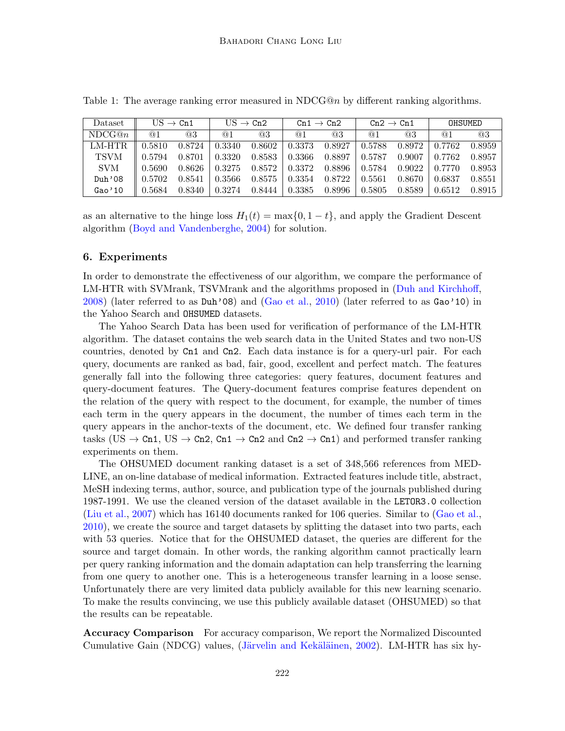Table 1: The average ranking error measured in NDCG@$n$ by different ranking algorithms.

| Dataset | US → Cn1 | | US → Cn2 | | Cn1 → Cn2 | | Cn2 → Cn1 | | OHSUMED | |
|---|---|---|---|---|---|---|---|---|---|---|
| NDCG@$n$ | @1 | @3 | @1 | @3 | @1 | @3 | @1 | @3 | @1 | @3 |
| LM-HTR | 0.5810 | 0.8724 | 0.3340 | 0.8602 | 0.3373 | 0.8927 | 0.5788 | 0.8972 | 0.7762 | 0.8959 |
| TSVM | 0.5794 | 0.8701 | 0.3320 | 0.8583 | 0.3366 | 0.8897 | 0.5787 | 0.9007 | 0.7762 | 0.8957 |
| SVM | 0.5690 | 0.8626 | 0.3275 | 0.8572 | 0.3372 | 0.8896 | 0.5784 | 0.9022 | 0.7770 | 0.8953 |
| Duh'08 | 0.5702 | 0.8541 | 0.3566 | 0.8575 | 0.3354 | 0.8722 | 0.5561 | 0.8670 | 0.6837 | 0.8551 |
| Gao'10 | 0.5684 | 0.8340 | 0.3274 | 0.8444 | 0.3385 | 0.8996 | 0.5805 | 0.8589 | 0.6512 | 0.8915 |

as an alternative to the hinge loss $H_1(t) = \max\{0, 1-t\}$, and apply the Gradient Descent algorithm (Boyd and Vandenberghe, 2004) for solution.

## 6. Experiments

In order to demonstrate the effectiveness of our algorithm, we compare the performance of LM-HTR with SVMrank, TSVMrank and the algorithms proposed in (Duh and Kirchhoff, 2008) (later referred to as Duh'08) and (Gao et al., 2010) (later referred to as Gao'10) in the Yahoo Search and OHSUMED datasets.

The Yahoo Search Data has been used for verification of performance of the LM-HTR algorithm. The dataset contains the web search data in the United States and two non-US countries, denoted by Cn1 and Cn2. Each data instance is for a query-url pair. For each query, documents are ranked as bad, fair, good, excellent and perfect match. The features generally fall into the following three categories: query features, document features and query-document features. The Query-document features comprise features dependent on the relation of the query with respect to the document, for example, the number of times each term in the query appears in the document, the number of times each term in the query appears in the anchor-texts of the document, etc. We defined four transfer ranking tasks (US → Cn1, US → Cn2, Cn1 → Cn2 and Cn2 → Cn1) and performed transfer ranking experiments on them.

The OHSUMED document ranking dataset is a set of 348,566 references from MEDLINE, an on-line database of medical information. Extracted features include title, abstract, MeSH indexing terms, author, source, and publication type of the journals published during 1987-1991. We use the cleaned version of the dataset available in the LETOR3.0 collection (Liu et al., 2007) which has 16140 documents ranked for 106 queries. Similar to (Gao et al., 2010), we create the source and target datasets by splitting the dataset into two parts, each with 53 queries. Notice that for the OHSUMED dataset, the queries are different for the source and target domain. In other words, the ranking algorithm cannot practically learn per query ranking information and the domain adaptation can help transferring the learning from one query to another one. This is a heterogeneous transfer learning in a loose sense. Unfortunately there are very limited data publicly available for this new learning scenario. To make the results convincing, we use this publicly available dataset (OHSUMED) so that the results can be repeatable.

**Accuracy Comparison** For accuracy comparison, We report the Normalized Discounted Cumulative Gain (NDCG) values, (Järvelin and Kekäläinen, 2002). LM-HTR has six hy-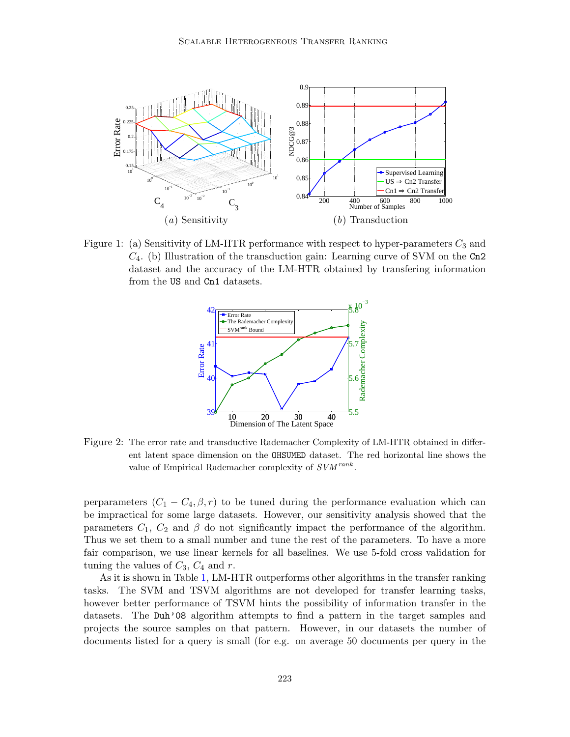Figure 1: (a) Sensitivity of LM-HTR performance with respect to hyper-parameters $C_3$ and $C_4$. (b) Illustration of the transduction gain: Learning curve of SVM on the Cn2 dataset and the accuracy of the LM-HTR obtained by transfering information from the US and Cn1 datasets.

Figure 2: The error rate and transductive Rademacher Complexity of LM-HTR obtained in different latent space dimension on the OHSUMED dataset. The red horizontal line shows the value of Empirical Rademacher complexity of $SVM^{rank}$.

perparameters $(C_1 - C_4, \beta, r)$ to be tuned during the performance evaluation which can be impractical for some large datasets. However, our sensitivity analysis showed that the parameters $C_1$, $C_2$ and $\beta$ do not significantly impact the performance of the algorithm. Thus we set them to a small number and tune the rest of the parameters. To have a more fair comparison, we use linear kernels for all baselines. We use 5-fold cross validation for tuning the values of $C_3$, $C_4$ and $r$.

As it is shown in Table 1, LM-HTR outperforms other algorithms in the transfer ranking tasks. The SVM and TSVM algorithms are not developed for transfer learning tasks, however better performance of TSVM hints the possibility of information transfer in the datasets. The Duh'08 algorithm attempts to find a pattern in the target samples and projects the source samples on that pattern. However, in our datasets the number of documents listed for a query is small (for e.g. on average 50 documents per query in the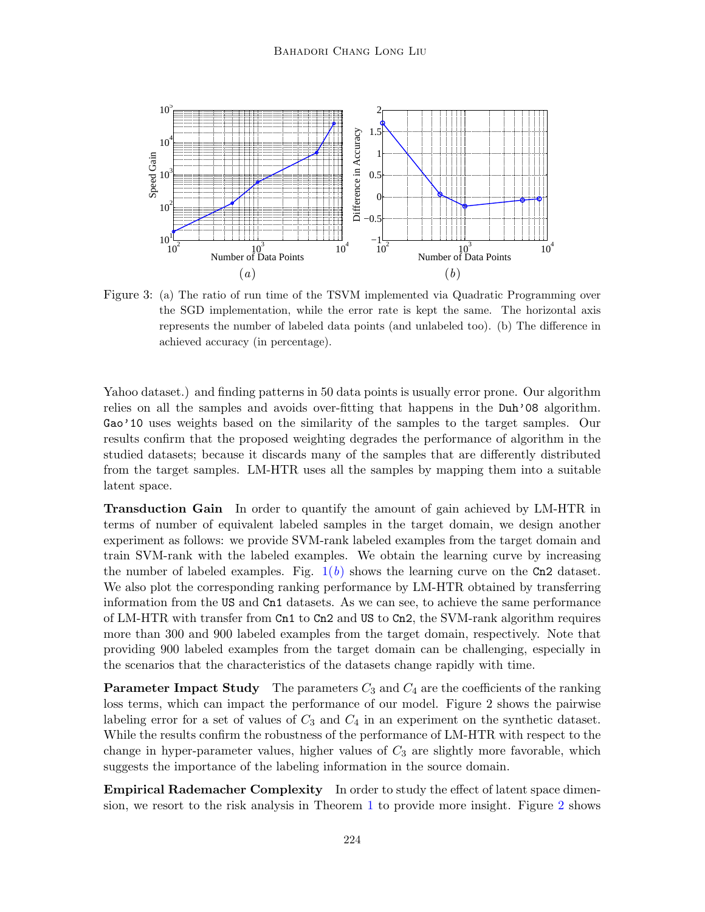Figure 3: (a) The ratio of run time of the TSVM implemented via Quadratic Programming over the SGD implementation, while the error rate is kept the same. The horizontal axis represents the number of labeled data points (and unlabeled too). (b) The difference in achieved accuracy (in percentage).

Yahoo dataset.) and finding patterns in 50 data points is usually error prone. Our algorithm relies on all the samples and avoids over-fitting that happens in the `Duh'08` algorithm. `Gao'10` uses weights based on the similarity of the samples to the target samples. Our results confirm that the proposed weighting degrades the performance of algorithm in the studied datasets; because it discards many of the samples that are differently distributed from the target samples. LM-HTR uses all the samples by mapping them into a suitable latent space.

**Transduction Gain** In order to quantify the amount of gain achieved by LM-HTR in terms of number of equivalent labeled samples in the target domain, we design another experiment as follows: we provide SVM-rank labeled examples from the target domain and train SVM-rank with the labeled examples. We obtain the learning curve by increasing the number of labeled examples. Fig. 1$(b)$ shows the learning curve on the `Cn2` dataset. We also plot the corresponding ranking performance by LM-HTR obtained by transferring information from the `US` and `Cn1` datasets. As we can see, to achieve the same performance of LM-HTR with transfer from `Cn1` to `Cn2` and `US` to `Cn2`, the SVM-rank algorithm requires more than 300 and 900 labeled examples from the target domain, respectively. Note that providing 900 labeled examples from the target domain can be challenging, especially in the scenarios that the characteristics of the datasets change rapidly with time.

**Parameter Impact Study** The parameters $C_3$ and $C_4$ are the coefficients of the ranking loss terms, which can impact the performance of our model. Figure 2 shows the pairwise labeling error for a set of values of $C_3$ and $C_4$ in an experiment on the synthetic dataset. While the results confirm the robustness of the performance of LM-HTR with respect to the change in hyper-parameter values, higher values of $C_3$ are slightly more favorable, which suggests the importance of the labeling information in the source domain.

**Empirical Rademacher Complexity** In order to study the effect of latent space dimension, we resort to the risk analysis in Theorem 1 to provide more insight. Figure 2 shows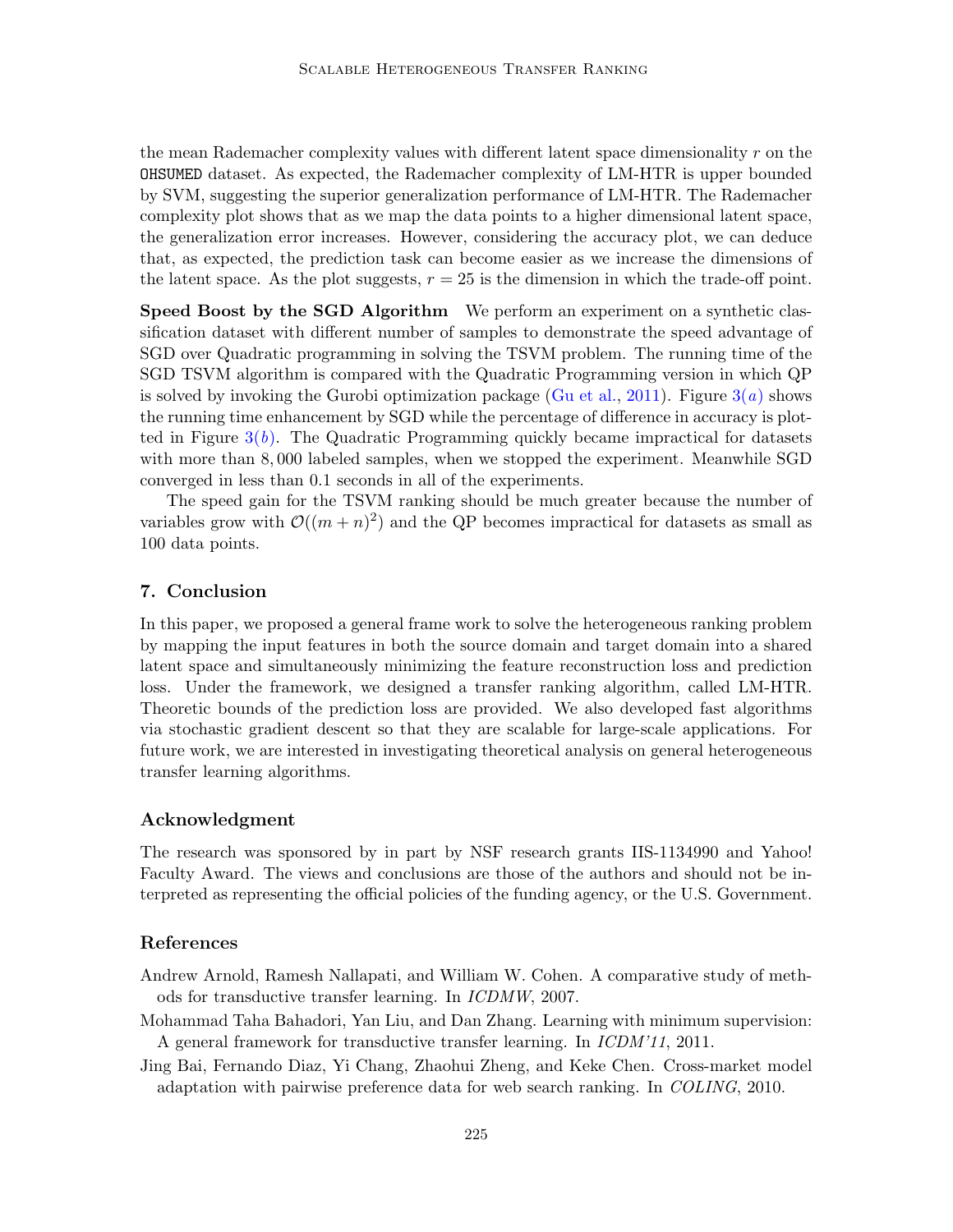the mean Rademacher complexity values with different latent space dimensionality $r$ on the OHSUMED dataset. As expected, the Rademacher complexity of LM-HTR is upper bounded by SVM, suggesting the superior generalization performance of LM-HTR. The Rademacher complexity plot shows that as we map the data points to a higher dimensional latent space, the generalization error increases. However, considering the accuracy plot, we can deduce that, as expected, the prediction task can become easier as we increase the dimensions of the latent space. As the plot suggests, $r = 25$ is the dimension in which the trade-off point.

**Speed Boost by the SGD Algorithm** We perform an experiment on a synthetic classification dataset with different number of samples to demonstrate the speed advantage of SGD over Quadratic programming in solving the TSVM problem. The running time of the SGD TSVM algorithm is compared with the Quadratic Programming version in which QP is solved by invoking the Gurobi optimization package (Gu et al., 2011). Figure 3(*a*) shows the running time enhancement by SGD while the percentage of difference in accuracy is plotted in Figure 3(*b*). The Quadratic Programming quickly became impractical for datasets with more than 8,000 labeled samples, when we stopped the experiment. Meanwhile SGD converged in less than 0.1 seconds in all of the experiments.

The speed gain for the TSVM ranking should be much greater because the number of variables grow with $\mathcal{O}((m+n)^2)$ and the QP becomes impractical for datasets as small as 100 data points.

## 7. Conclusion

In this paper, we proposed a general frame work to solve the heterogeneous ranking problem by mapping the input features in both the source domain and target domain into a shared latent space and simultaneously minimizing the feature reconstruction loss and prediction loss. Under the framework, we designed a transfer ranking algorithm, called LM-HTR. Theoretic bounds of the prediction loss are provided. We also developed fast algorithms via stochastic gradient descent so that they are scalable for large-scale applications. For future work, we are interested in investigating theoretical analysis on general heterogeneous transfer learning algorithms.

## Acknowledgment

The research was sponsored by in part by NSF research grants IIS-1134990 and Yahoo! Faculty Award. The views and conclusions are those of the authors and should not be interpreted as representing the official policies of the funding agency, or the U.S. Government.

## References

Andrew Arnold, Ramesh Nallapati, and William W. Cohen. A comparative study of methods for transductive transfer learning. In *ICDMW*, 2007.

Mohammad Taha Bahadori, Yan Liu, and Dan Zhang. Learning with minimum supervision: A general framework for transductive transfer learning. In *ICDM'11*, 2011.

Jing Bai, Fernando Diaz, Yi Chang, Zhaohui Zheng, and Keke Chen. Cross-market model adaptation with pairwise preference data for web search ranking. In *COLING*, 2010.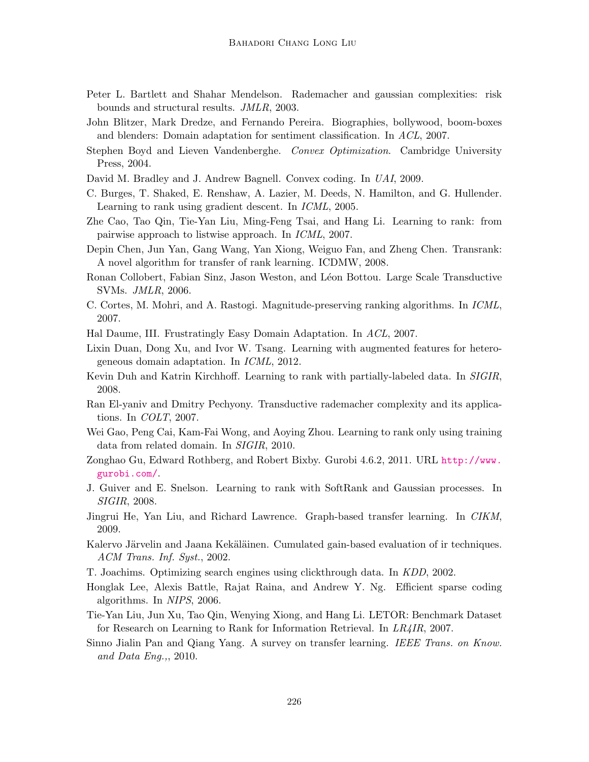Peter L. Bartlett and Shahar Mendelson. Rademacher and gaussian complexities: risk bounds and structural results. *JMLR*, 2003.

John Blitzer, Mark Dredze, and Fernando Pereira. Biographies, bollywood, boom-boxes and blenders: Domain adaptation for sentiment classification. In *ACL*, 2007.

Stephen Boyd and Lieven Vandenberghe. *Convex Optimization*. Cambridge University Press, 2004.

David M. Bradley and J. Andrew Bagnell. Convex coding. In *UAI*, 2009.

C. Burges, T. Shaked, E. Renshaw, A. Lazier, M. Deeds, N. Hamilton, and G. Hullender. Learning to rank using gradient descent. In *ICML*, 2005.

Zhe Cao, Tao Qin, Tie-Yan Liu, Ming-Feng Tsai, and Hang Li. Learning to rank: from pairwise approach to listwise approach. In *ICML*, 2007.

Depin Chen, Jun Yan, Gang Wang, Yan Xiong, Weiguo Fan, and Zheng Chen. Transrank: A novel algorithm for transfer of rank learning. ICDMW, 2008.

Ronan Collobert, Fabian Sinz, Jason Weston, and Léon Bottou. Large Scale Transductive SVMs. *JMLR*, 2006.

C. Cortes, M. Mohri, and A. Rastogi. Magnitude-preserving ranking algorithms. In *ICML*, 2007.

Hal Daume, III. Frustratingly Easy Domain Adaptation. In *ACL*, 2007.

Lixin Duan, Dong Xu, and Ivor W. Tsang. Learning with augmented features for heterogeneous domain adaptation. In *ICML*, 2012.

Kevin Duh and Katrin Kirchhoff. Learning to rank with partially-labeled data. In *SIGIR*, 2008.

Ran El-yaniv and Dmitry Pechyony. Transductive rademacher complexity and its applications. In *COLT*, 2007.

Wei Gao, Peng Cai, Kam-Fai Wong, and Aoying Zhou. Learning to rank only using training data from related domain. In *SIGIR*, 2010.

Zonghao Gu, Edward Rothberg, and Robert Bixby. Gurobi 4.6.2, 2011. URL http://www.gurobi.com/.

J. Guiver and E. Snelson. Learning to rank with SoftRank and Gaussian processes. In *SIGIR*, 2008.

Jingrui He, Yan Liu, and Richard Lawrence. Graph-based transfer learning. In *CIKM*, 2009.

Kalervo Järvelin and Jaana Kekäläinen. Cumulated gain-based evaluation of ir techniques. *ACM Trans. Inf. Syst.*, 2002.

T. Joachims. Optimizing search engines using clickthrough data. In *KDD*, 2002.

Honglak Lee, Alexis Battle, Rajat Raina, and Andrew Y. Ng. Efficient sparse coding algorithms. In *NIPS*, 2006.

Tie-Yan Liu, Jun Xu, Tao Qin, Wenying Xiong, and Hang Li. LETOR: Benchmark Dataset for Research on Learning to Rank for Information Retrieval. In *LR4IR*, 2007.

Sinno Jialin Pan and Qiang Yang. A survey on transfer learning. *IEEE Trans. on Know. and Data Eng.*,, 2010.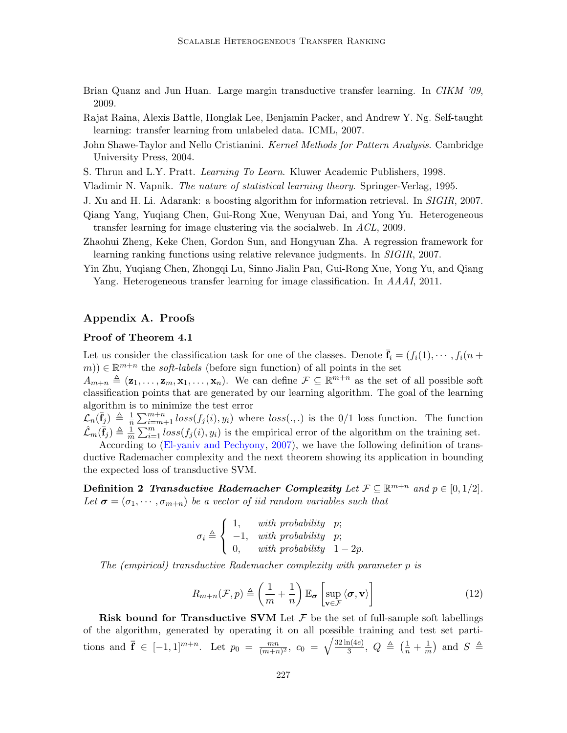Brian Quanz and Jun Huan. Large margin transductive transfer learning. In *CIKM '09*, 2009.

Rajat Raina, Alexis Battle, Honglak Lee, Benjamin Packer, and Andrew Y. Ng. Self-taught learning: transfer learning from unlabeled data. ICML, 2007.

John Shawe-Taylor and Nello Cristianini. *Kernel Methods for Pattern Analysis*. Cambridge University Press, 2004.

S. Thrun and L.Y. Pratt. *Learning To Learn*. Kluwer Academic Publishers, 1998.

Vladimir N. Vapnik. *The nature of statistical learning theory*. Springer-Verlag, 1995.

J. Xu and H. Li. Adarank: a boosting algorithm for information retrieval. In *SIGIR*, 2007.

Qiang Yang, Yuqiang Chen, Gui-Rong Xue, Wenyuan Dai, and Yong Yu. Heterogeneous transfer learning for image clustering via the socialweb. In *ACL*, 2009.

Zhaohui Zheng, Keke Chen, Gordon Sun, and Hongyuan Zha. A regression framework for learning ranking functions using relative relevance judgments. In *SIGIR*, 2007.

Yin Zhu, Yuqiang Chen, Zhongqi Lu, Sinno Jialin Pan, Gui-Rong Xue, Yong Yu, and Qiang Yang. Heterogeneous transfer learning for image classification. In *AAAI*, 2011.

## Appendix A. Proofs

### Proof of Theorem 4.1

Let us consider the classification task for one of the classes. Denote $\bar{\mathbf{f}}_i = (f_i(1), \cdots, f_i(n+m)) \in \mathbb{R}^{m+n}$ the *soft-labels* (before sign function) of all points in the set $A_{m+n} \triangleq (\mathbf{z}_1, \ldots, \mathbf{z}_m, \mathbf{x}_1, \ldots, \mathbf{x}_n)$. We can define $\mathcal{F} \subseteq \mathbb{R}^{m+n}$ as the set of all possible soft classification points that are generated by our learning algorithm. The goal of the learning algorithm is to minimize the test error $\mathcal{L}_n(\bar{\mathbf{f}}_j) \triangleq \frac{1}{n}\sum_{i=m+1}^{m+n} loss(f_j(i), y_i)$ where $loss(.,.)$ is the 0/1 loss function. The function $\hat{\mathcal{L}}_m(\bar{\mathbf{f}}_j) \triangleq \frac{1}{m}\sum_{i=1}^{m} loss(f_j(i), y_i)$ is the empirical error of the algorithm on the training set.

According to (El-yaniv and Pechyony, 2007), we have the following definition of transductive Rademacher complexity and the next theorem showing its application in bounding the expected loss of transductive SVM.

**Definition 2** ***Transductive Rademacher Complexity*** *Let $\mathcal{F} \subseteq \mathbb{R}^{m+n}$ and $p \in [0, 1/2]$. Let $\boldsymbol{\sigma} = (\sigma_1, \cdots, \sigma_{m+n})$ be a vector of iid random variables such that*

$$\sigma_i \triangleq \begin{cases} 1, & \text{with probability} \quad p; \\ -1, & \text{with probability} \quad p; \\ 0, & \text{with probability} \quad 1-2p. \end{cases}$$

*The (empirical) transductive Rademacher complexity with parameter $p$ is*

$$R_{m+n}(\mathcal{F}, p) \triangleq \left(\frac{1}{m} + \frac{1}{n}\right) \mathbb{E}_{\boldsymbol{\sigma}} \left[\sup_{\mathbf{v} \in \mathcal{F}} \langle \boldsymbol{\sigma}, \mathbf{v} \rangle\right] \tag{12}$$

**Risk bound for Transductive SVM** Let $\mathcal{F}$ be the set of full-sample soft labellings of the algorithm, generated by operating it on all possible training and test set partitions and $\bar{\mathbf{f}} \in [-1,1]^{m+n}$. Let $p_0 = \frac{mn}{(m+n)^2}$, $c_0 = \sqrt{\frac{32\ln(4e)}{3}}$, $Q \triangleq \left(\frac{1}{n} + \frac{1}{m}\right)$ and $S \triangleq$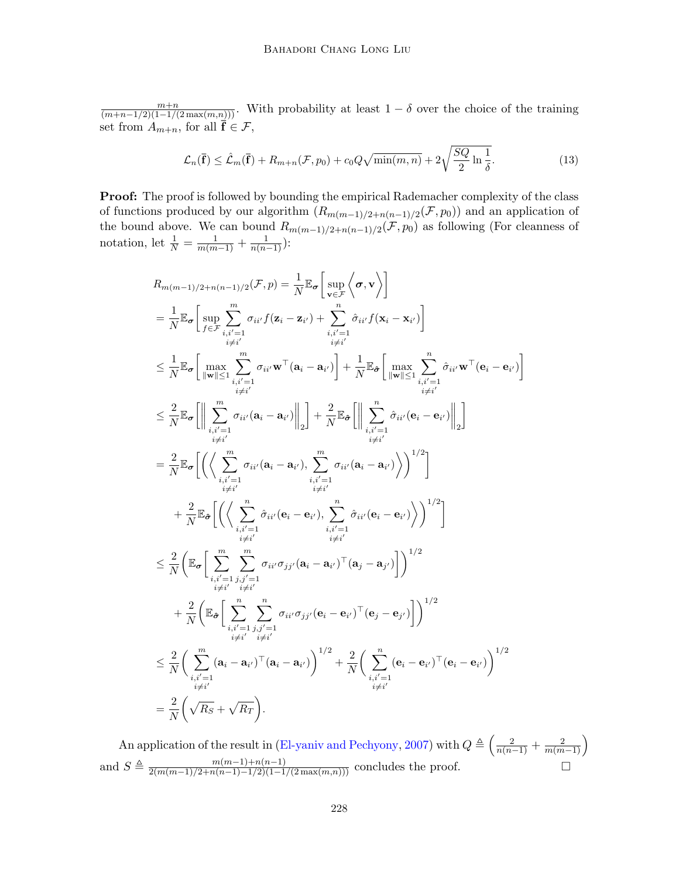$\frac{m+n}{(m+n-1/2)(1-1/(2\max(m,n)))}$. With probability at least $1-\delta$ over the choice of the training set from $A_{m+n}$, for all $\bar{\mathbf{f}} \in \mathcal{F}$,

$$\mathcal{L}_n(\bar{\mathbf{f}}) \leq \hat{\mathcal{L}}_m(\bar{\mathbf{f}}) + R_{m+n}(\mathcal{F}, p_0) + c_0 Q\sqrt{\min(m,n)} + 2\sqrt{\frac{SQ}{2}\ln\frac{1}{\delta}}. \tag{13}$$

**Proof:** The proof is followed by bounding the empirical Rademacher complexity of the class of functions produced by our algorithm ($R_{m(m-1)/2+n(n-1)/2}(\mathcal{F}, p_0)$) and an application of the bound above. We can bound $R_{m(m-1)/2+n(n-1)/2}(\mathcal{F}, p_0)$ as following (For cleanness of notation, let $\frac{1}{N} = \frac{1}{m(m-1)} + \frac{1}{n(n-1)}$):

$$\begin{aligned}
R_{m(m-1)/2+n(n-1)/2}(\mathcal{F}, p) &= \frac{1}{N}\mathbb{E}_{\boldsymbol{\sigma}}\bigg[\sup_{\mathbf{v}\in\mathcal{F}}\Big\langle \boldsymbol{\sigma}, \mathbf{v}\Big\rangle\bigg] \\
&= \frac{1}{N}\mathbb{E}_{\boldsymbol{\sigma}}\bigg[\sup_{f\in\mathcal{F}}\sum_{\substack{i,i'=1\\ i\neq i'}}^{m}\sigma_{ii'}f(\mathbf{z}_i - \mathbf{z}_{i'}) + \sum_{\substack{i,i'=1\\ i\neq i'}}^{n}\hat{\sigma}_{ii'}f(\mathbf{x}_i - \mathbf{x}_{i'})\bigg] \\
&\leq \frac{1}{N}\mathbb{E}_{\boldsymbol{\sigma}}\bigg[\max_{\|\mathbf{w}\|\leq 1}\sum_{\substack{i,i'=1\\ i\neq i'}}^{m}\sigma_{ii'}\mathbf{w}^\top(\mathbf{a}_i - \mathbf{a}_{i'})\bigg] + \frac{1}{N}\mathbb{E}_{\hat{\boldsymbol{\sigma}}}\bigg[\max_{\|\mathbf{w}\|\leq 1}\sum_{\substack{i,i'=1\\ i\neq i'}}^{n}\hat{\sigma}_{ii'}\mathbf{w}^\top(\mathbf{e}_i - \mathbf{e}_{i'})\bigg] \\
&\leq \frac{2}{N}\mathbb{E}_{\boldsymbol{\sigma}}\bigg[\Big\|\sum_{\substack{i,i'=1\\ i\neq i'}}^{m}\sigma_{ii'}(\mathbf{a}_i - \mathbf{a}_{i'})\Big\|_2\bigg] + \frac{2}{N}\mathbb{E}_{\hat{\boldsymbol{\sigma}}}\bigg[\Big\|\sum_{\substack{i,i'=1\\ i\neq i'}}^{n}\hat{\sigma}_{ii'}(\mathbf{e}_i - \mathbf{e}_{i'})\Big\|_2\bigg] \\
&= \frac{2}{N}\mathbb{E}_{\boldsymbol{\sigma}}\bigg[\bigg(\Big\langle\sum_{\substack{i,i'=1\\ i\neq i'}}^{m}\sigma_{ii'}(\mathbf{a}_i - \mathbf{a}_{i'}), \sum_{\substack{i,i'=1\\ i\neq i'}}^{m}\sigma_{ii'}(\mathbf{a}_i - \mathbf{a}_{i'})\Big\rangle\bigg)^{1/2}\bigg] \\
&\quad + \frac{2}{N}\mathbb{E}_{\hat{\boldsymbol{\sigma}}}\bigg[\bigg(\Big\langle\sum_{\substack{i,i'=1\\ i\neq i'}}^{n}\hat{\sigma}_{ii'}(\mathbf{e}_i - \mathbf{e}_{i'}), \sum_{\substack{i,i'=1\\ i\neq i'}}^{n}\hat{\sigma}_{ii'}(\mathbf{e}_i - \mathbf{e}_{i'})\Big\rangle\bigg)^{1/2}\bigg] \\
&\leq \frac{2}{N}\bigg(\mathbb{E}_{\boldsymbol{\sigma}}\bigg[\sum_{\substack{i,i'=1\\ i\neq i'}}^{m}\sum_{\substack{j,j'=1\\ i\neq i'}}^{m}\sigma_{ii'}\sigma_{jj'}(\mathbf{a}_i - \mathbf{a}_{i'})^\top(\mathbf{a}_j - \mathbf{a}_{j'})\bigg]\bigg)^{1/2} \\
&\quad + \frac{2}{N}\bigg(\mathbb{E}_{\hat{\boldsymbol{\sigma}}}\bigg[\sum_{\substack{i,i'=1\\ i\neq i'}}^{n}\sum_{\substack{j,j'=1\\ i\neq i'}}^{n}\sigma_{ii'}\sigma_{jj'}(\mathbf{e}_i - \mathbf{e}_{i'})^\top(\mathbf{e}_j - \mathbf{e}_{j'})\bigg]\bigg)^{1/2} \\
&\leq \frac{2}{N}\bigg(\sum_{\substack{i,i'=1\\ i\neq i'}}^{m}(\mathbf{a}_i - \mathbf{a}_{i'})^\top(\mathbf{a}_i - \mathbf{a}_{i'})\bigg)^{1/2} + \frac{2}{N}\bigg(\sum_{\substack{i,i'=1\\ i\neq i'}}^{n}(\mathbf{e}_i - \mathbf{e}_{i'})^\top(\mathbf{e}_i - \mathbf{e}_{i'})\bigg)^{1/2} \\
&= \frac{2}{N}\bigg(\sqrt{R_S} + \sqrt{R_T}\bigg).
\end{aligned}$$

An application of the result in (El-yaniv and Pechyony, 2007) with $Q \triangleq \left(\frac{2}{n(n-1)} + \frac{2}{m(m-1)}\right)$ and $S \triangleq \frac{m(m-1)+n(n-1)}{2(m(m-1)/2+n(n-1)-1/2)(1-1/(2\max(m,n)))}$ concludes the proof. □